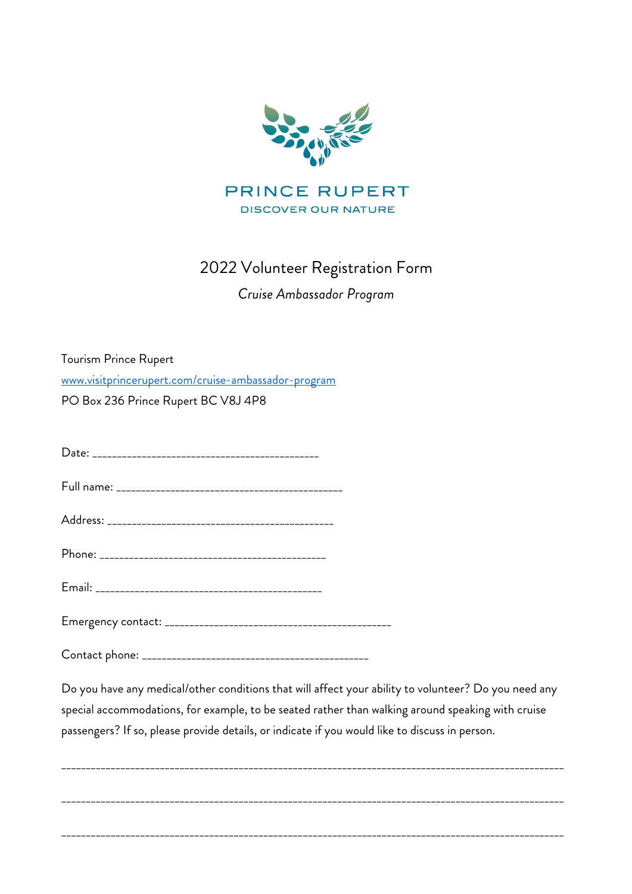PRINCE RUPERT

DISCOVER OUR NATURE

# 2022 Volunteer Registration Form

*Cruise Ambassador Program*

Tourism Prince Rupert

[www.visitprincerupert.com/cruise-ambassador-program](http://www.visitprincerupert.com/cruise-ambassador-program)

PO Box 236 Prince Rupert BC V8J 4P8

Date: ___________________________________________

Full name: ___________________________________________

Address: ___________________________________________

Phone: ___________________________________________

Email: ___________________________________________

Emergency contact: ___________________________________________

Contact phone: ___________________________________________

Do you have any medical/other conditions that will affect your ability to volunteer? Do you need any special accommodations, for example, to be seated rather than walking around speaking with cruise passengers? If so, please provide details, or indicate if you would like to discuss in person.

_____________________________________________________________________________________________

_____________________________________________________________________________________________

_____________________________________________________________________________________________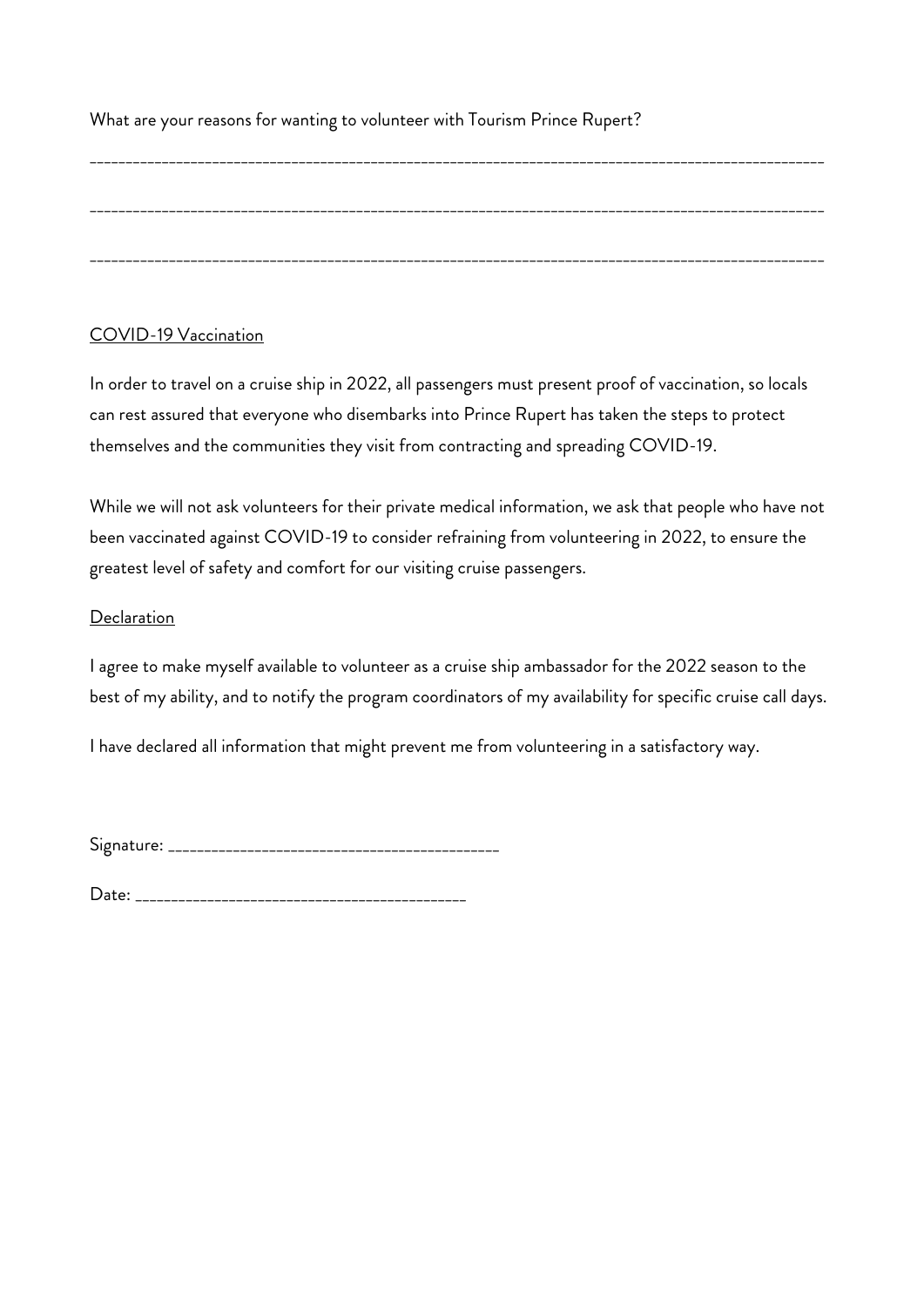What are your reasons for wanting to volunteer with Tourism Prince Rupert?

\_\_\_\_\_\_\_\_\_\_\_\_\_\_\_\_\_\_\_\_\_\_\_\_\_\_\_\_\_\_\_\_\_\_\_\_\_\_\_\_\_\_\_\_\_\_\_\_\_\_\_\_\_\_\_\_\_\_\_\_\_\_\_\_\_\_\_\_\_\_\_\_\_\_\_\_\_\_\_\_\_\_\_\_\_\_\_\_

\_\_\_\_\_\_\_\_\_\_\_\_\_\_\_\_\_\_\_\_\_\_\_\_\_\_\_\_\_\_\_\_\_\_\_\_\_\_\_\_\_\_\_\_\_\_\_\_\_\_\_\_\_\_\_\_\_\_\_\_\_\_\_\_\_\_\_\_\_\_\_\_\_\_\_\_\_\_\_\_\_\_\_\_\_\_\_\_

\_\_\_\_\_\_\_\_\_\_\_\_\_\_\_\_\_\_\_\_\_\_\_\_\_\_\_\_\_\_\_\_\_\_\_\_\_\_\_\_\_\_\_\_\_\_\_\_\_\_\_\_\_\_\_\_\_\_\_\_\_\_\_\_\_\_\_\_\_\_\_\_\_\_\_\_\_\_\_\_\_\_\_\_\_\_\_\_

## COVID-19 Vaccination

In order to travel on a cruise ship in 2022, all passengers must present proof of vaccination, so locals can rest assured that everyone who disembarks into Prince Rupert has taken the steps to protect themselves and the communities they visit from contracting and spreading COVID-19.

While we will not ask volunteers for their private medical information, we ask that people who have not been vaccinated against COVID-19 to consider refraining from volunteering in 2022, to ensure the greatest level of safety and comfort for our visiting cruise passengers.

## Declaration

I agree to make myself available to volunteer as a cruise ship ambassador for the 2022 season to the best of my ability, and to notify the program coordinators of my availability for specific cruise call days.

I have declared all information that might prevent me from volunteering in a satisfactory way.

Signature: \_\_\_\_\_\_\_\_\_\_\_\_\_\_\_\_\_\_\_\_\_\_\_\_\_\_\_\_\_\_\_\_\_\_\_\_\_\_\_\_

Date: \_\_\_\_\_\_\_\_\_\_\_\_\_\_\_\_\_\_\_\_\_\_\_\_\_\_\_\_\_\_\_\_\_\_\_\_\_\_\_\_